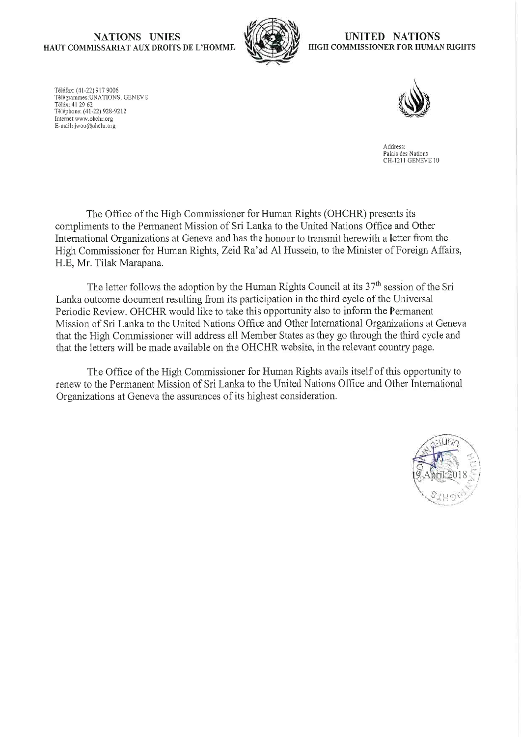**NATIONS UNIES**
**HAUT COMMISSARIAT AUX DROITS DE L'HOMME**

**UNITED NATIONS**
**HIGH COMMISSIONER FOR HUMAN RIGHTS**

Téléfax: (41-22) 917 9006
Télégrammes: UNATIONS, GENEVE
Téléx: 41 29 62
Téléphone: (41-22) 928-9212
Internet www.ohchr.org
E-mail: jwoo@ohchr.org

Address:
Palais des Nations
CH-1211 GENEVE 10

The Office of the High Commissioner for Human Rights (OHCHR) presents its compliments to the Permanent Mission of Sri Lanka to the United Nations Office and Other International Organizations at Geneva and has the honour to transmit herewith a letter from the High Commissioner for Human Rights, Zeid Ra'ad Al Hussein, to the Minister of Foreign Affairs, H.E, Mr. Tilak Marapana.

The letter follows the adoption by the Human Rights Council at its 37th session of the Sri Lanka outcome document resulting from its participation in the third cycle of the Universal Periodic Review. OHCHR would like to take this opportunity also to inform the Permanent Mission of Sri Lanka to the United Nations Office and Other International Organizations at Geneva that the High Commissioner will address all Member States as they go through the third cycle and that the letters will be made available on the OHCHR website, in the relevant country page.

The Office of the High Commissioner for Human Rights avails itself of this opportunity to renew to the Permanent Mission of Sri Lanka to the United Nations Office and Other International Organizations at Geneva the assurances of its highest consideration.

19 April 2018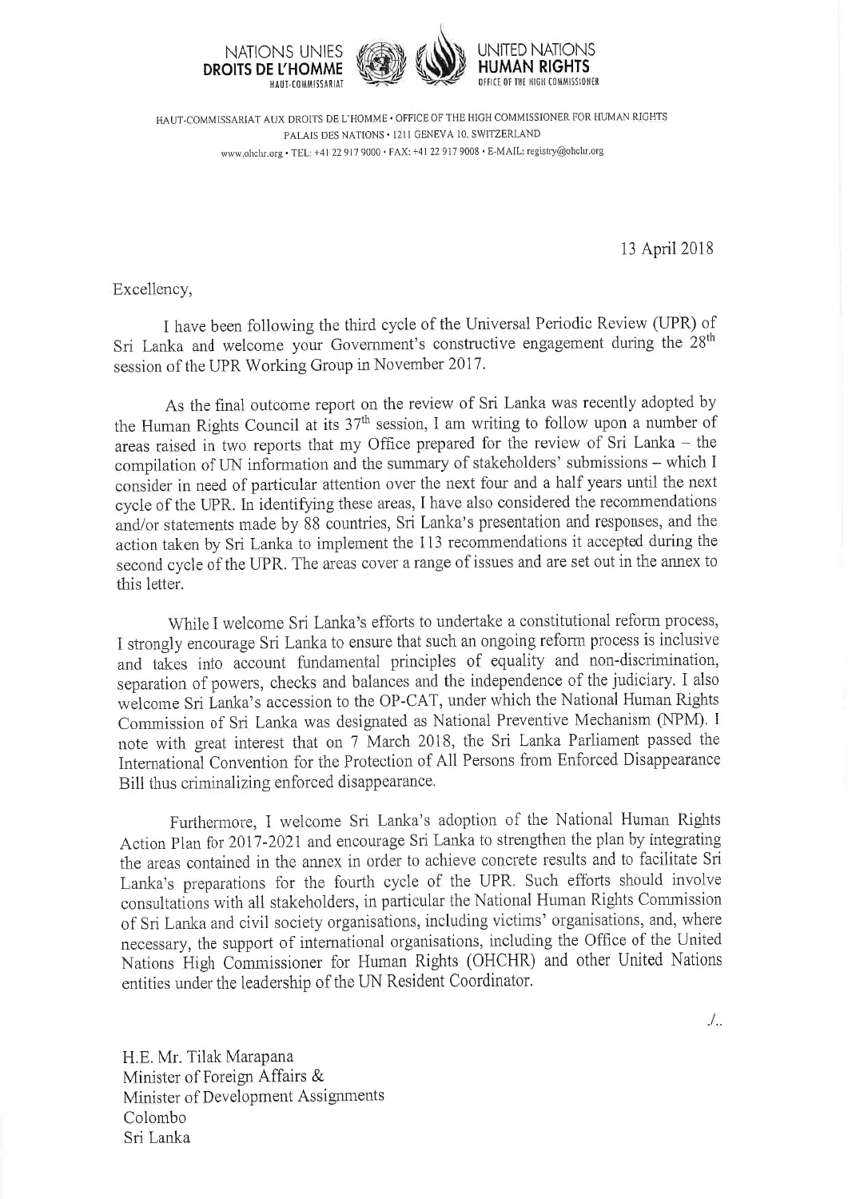NATIONS UNIES
**DROITS DE L'HOMME**
HAUT-COMMISSARIAT

UNITED NATIONS
**HUMAN RIGHTS**
OFFICE OF THE HIGH COMMISSIONER

HAUT-COMMISSARIAT AUX DROITS DE L'HOMME • OFFICE OF THE HIGH COMMISSIONER FOR HUMAN RIGHTS
PALAIS DES NATIONS • 1211 GENEVA 10, SWITZERLAND
www.ohchr.org • TEL: +41 22 917 9000 • FAX: +41 22 917 9008 • E-MAIL: registry@ohchr.org

13 April 2018

Excellency,

I have been following the third cycle of the Universal Periodic Review (UPR) of Sri Lanka and welcome your Government's constructive engagement during the 28th session of the UPR Working Group in November 2017.

As the final outcome report on the review of Sri Lanka was recently adopted by the Human Rights Council at its 37th session, I am writing to follow upon a number of areas raised in two reports that my Office prepared for the review of Sri Lanka – the compilation of UN information and the summary of stakeholders' submissions – which I consider in need of particular attention over the next four and a half years until the next cycle of the UPR. In identifying these areas, I have also considered the recommendations and/or statements made by 88 countries, Sri Lanka's presentation and responses, and the action taken by Sri Lanka to implement the 113 recommendations it accepted during the second cycle of the UPR. The areas cover a range of issues and are set out in the annex to this letter.

While I welcome Sri Lanka's efforts to undertake a constitutional reform process, I strongly encourage Sri Lanka to ensure that such an ongoing reform process is inclusive and takes into account fundamental principles of equality and non-discrimination, separation of powers, checks and balances and the independence of the judiciary. I also welcome Sri Lanka's accession to the OP-CAT, under which the National Human Rights Commission of Sri Lanka was designated as National Preventive Mechanism (NPM). I note with great interest that on 7 March 2018, the Sri Lanka Parliament passed the International Convention for the Protection of All Persons from Enforced Disappearance Bill thus criminalizing enforced disappearance.

Furthermore, I welcome Sri Lanka's adoption of the National Human Rights Action Plan for 2017-2021 and encourage Sri Lanka to strengthen the plan by integrating the areas contained in the annex in order to achieve concrete results and to facilitate Sri Lanka's preparations for the fourth cycle of the UPR. Such efforts should involve consultations with all stakeholders, in particular the National Human Rights Commission of Sri Lanka and civil society organisations, including victims' organisations, and, where necessary, the support of international organisations, including the Office of the United Nations High Commissioner for Human Rights (OHCHR) and other United Nations entities under the leadership of the UN Resident Coordinator.

./..

H.E. Mr. Tilak Marapana
Minister of Foreign Affairs &
Minister of Development Assignments
Colombo
Sri Lanka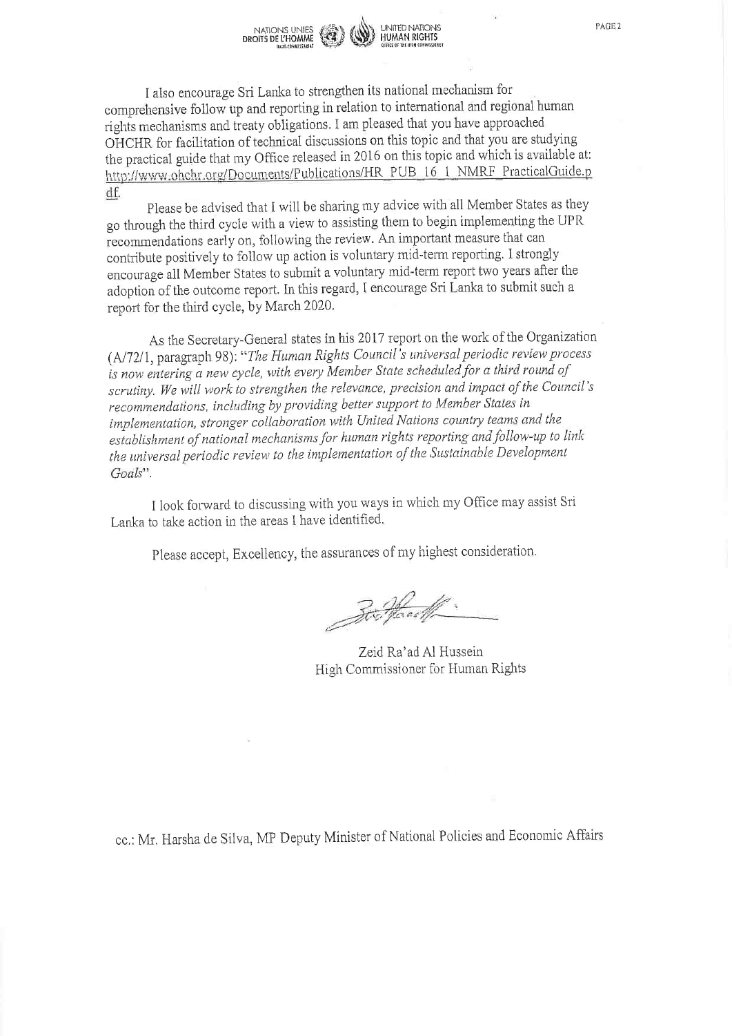I also encourage Sri Lanka to strengthen its national mechanism for comprehensive follow up and reporting in relation to international and regional human rights mechanisms and treaty obligations. I am pleased that you have approached OHCHR for facilitation of technical discussions on this topic and that you are studying the practical guide that my Office released in 2016 on this topic and which is available at: http://www.ohchr.org/Documents/Publications/HR_PUB_16_1_NMRF_PracticalGuide.pdf.

Please be advised that I will be sharing my advice with all Member States as they go through the third cycle with a view to assisting them to begin implementing the UPR recommendations early on, following the review. An important measure that can contribute positively to follow up action is voluntary mid-term reporting. I strongly encourage all Member States to submit a voluntary mid-term report two years after the adoption of the outcome report. In this regard, I encourage Sri Lanka to submit such a report for the third cycle, by March 2020.

As the Secretary-General states in his 2017 report on the work of the Organization (A/72/1, paragraph 98): "*The Human Rights Council's universal periodic review process is now entering a new cycle, with every Member State scheduled for a third round of scrutiny. We will work to strengthen the relevance, precision and impact of the Council's recommendations, including by providing better support to Member States in implementation, stronger collaboration with United Nations country teams and the establishment of national mechanisms for human rights reporting and follow-up to link the universal periodic review to the implementation of the Sustainable Development Goals*".

I look forward to discussing with you ways in which my Office may assist Sri Lanka to take action in the areas I have identified.

Please accept, Excellency, the assurances of my highest consideration.

Zeid Ra'ad Al Hussein
High Commissioner for Human Rights

cc.: Mr. Harsha de Silva, MP Deputy Minister of National Policies and Economic Affairs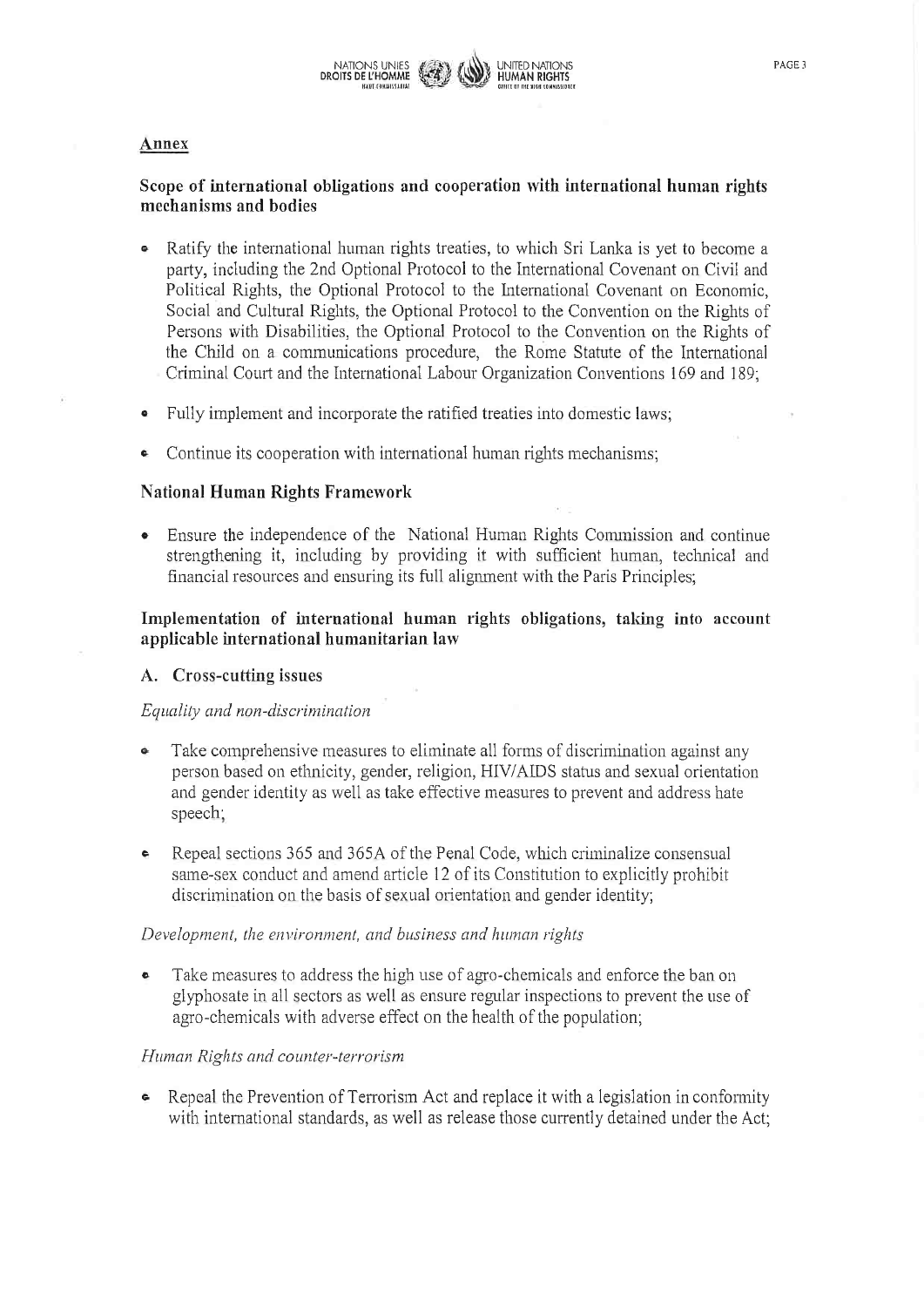## Annex

### Scope of international obligations and cooperation with international human rights mechanisms and bodies

- Ratify the international human rights treaties, to which Sri Lanka is yet to become a party, including the 2nd Optional Protocol to the International Covenant on Civil and Political Rights, the Optional Protocol to the International Covenant on Economic, Social and Cultural Rights, the Optional Protocol to the Convention on the Rights of Persons with Disabilities, the Optional Protocol to the Convention on the Rights of the Child on a communications procedure, the Rome Statute of the International Criminal Court and the International Labour Organization Conventions 169 and 189;
- Fully implement and incorporate the ratified treaties into domestic laws;
- Continue its cooperation with international human rights mechanisms;

### National Human Rights Framework

- Ensure the independence of the National Human Rights Commission and continue strengthening it, including by providing it with sufficient human, technical and financial resources and ensuring its full alignment with the Paris Principles;

### Implementation of international human rights obligations, taking into account applicable international humanitarian law

#### A. Cross-cutting issues

*Equality and non-discrimination*

- Take comprehensive measures to eliminate all forms of discrimination against any person based on ethnicity, gender, religion, HIV/AIDS status and sexual orientation and gender identity as well as take effective measures to prevent and address hate speech;
- Repeal sections 365 and 365A of the Penal Code, which criminalize consensual same-sex conduct and amend article 12 of its Constitution to explicitly prohibit discrimination on the basis of sexual orientation and gender identity;

*Development, the environment, and business and human rights*

- Take measures to address the high use of agro-chemicals and enforce the ban on glyphosate in all sectors as well as ensure regular inspections to prevent the use of agro-chemicals with adverse effect on the health of the population;

*Human Rights and counter-terrorism*

- Repeal the Prevention of Terrorism Act and replace it with a legislation in conformity with international standards, as well as release those currently detained under the Act;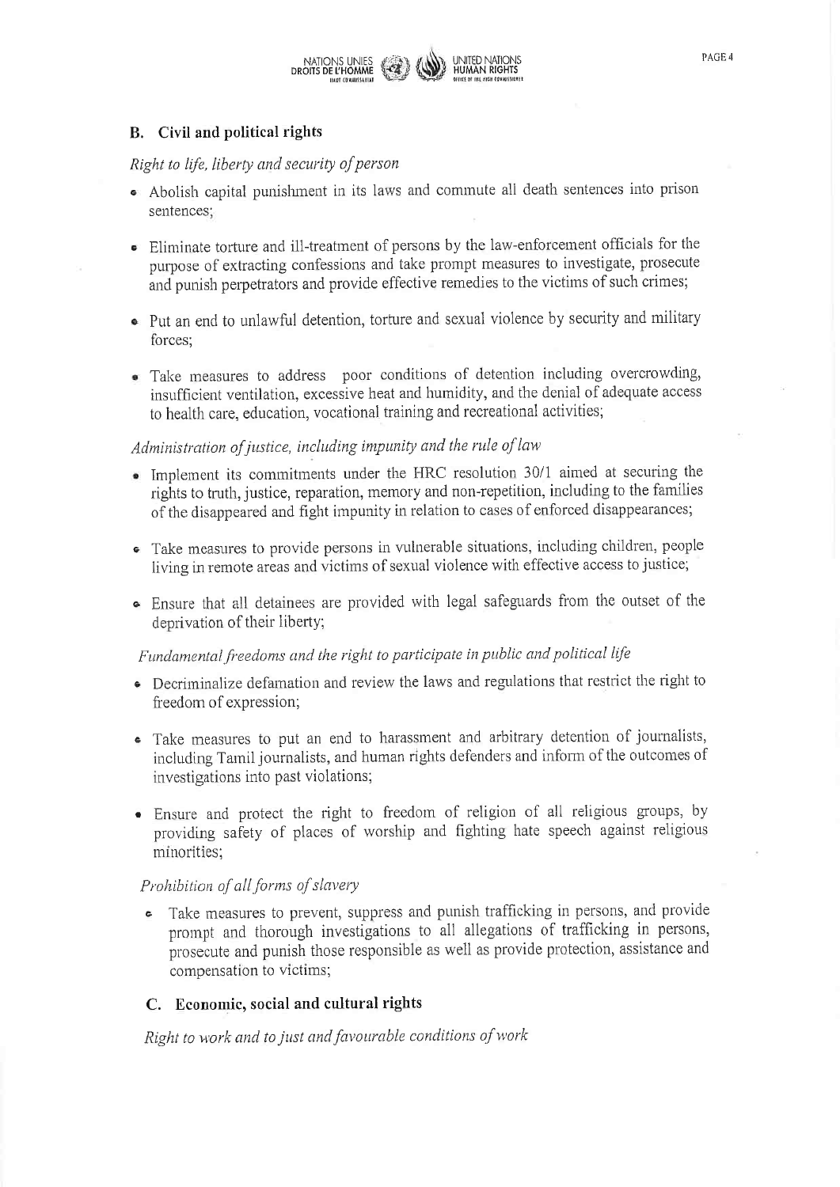## B. Civil and political rights

*Right to life, liberty and security of person*

- Abolish capital punishment in its laws and commute all death sentences into prison sentences;
- Eliminate torture and ill-treatment of persons by the law-enforcement officials for the purpose of extracting confessions and take prompt measures to investigate, prosecute and punish perpetrators and provide effective remedies to the victims of such crimes;
- Put an end to unlawful detention, torture and sexual violence by security and military forces;
- Take measures to address poor conditions of detention including overcrowding, insufficient ventilation, excessive heat and humidity, and the denial of adequate access to health care, education, vocational training and recreational activities;

*Administration of justice, including impunity and the rule of law*

- Implement its commitments under the HRC resolution 30/1 aimed at securing the rights to truth, justice, reparation, memory and non-repetition, including to the families of the disappeared and fight impunity in relation to cases of enforced disappearances;
- Take measures to provide persons in vulnerable situations, including children, people living in remote areas and victims of sexual violence with effective access to justice;
- Ensure that all detainees are provided with legal safeguards from the outset of the deprivation of their liberty;

*Fundamental freedoms and the right to participate in public and political life*

- Decriminalize defamation and review the laws and regulations that restrict the right to freedom of expression;
- Take measures to put an end to harassment and arbitrary detention of journalists, including Tamil journalists, and human rights defenders and inform of the outcomes of investigations into past violations;
- Ensure and protect the right to freedom of religion of all religious groups, by providing safety of places of worship and fighting hate speech against religious minorities;

*Prohibition of all forms of slavery*

- Take measures to prevent, suppress and punish trafficking in persons, and provide prompt and thorough investigations to all allegations of trafficking in persons, prosecute and punish those responsible as well as provide protection, assistance and compensation to victims;

## C. Economic, social and cultural rights

*Right to work and to just and favourable conditions of work*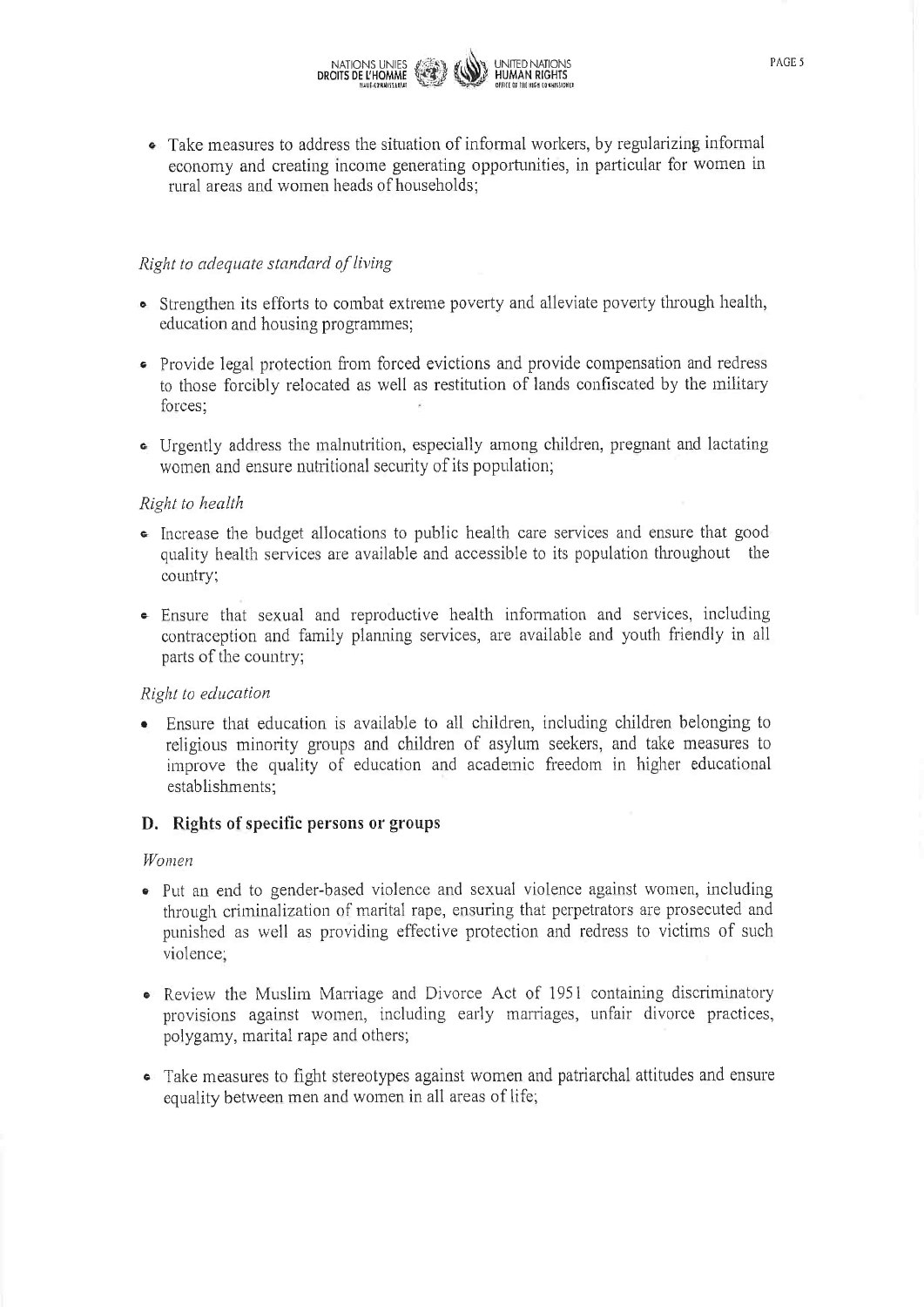- Take measures to address the situation of informal workers, by regularizing informal economy and creating income generating opportunities, in particular for women in rural areas and women heads of households;

*Right to adequate standard of living*

- Strengthen its efforts to combat extreme poverty and alleviate poverty through health, education and housing programmes;

- Provide legal protection from forced evictions and provide compensation and redress to those forcibly relocated as well as restitution of lands confiscated by the military forces;

- Urgently address the malnutrition, especially among children, pregnant and lactating women and ensure nutritional security of its population;

*Right to health*

- Increase the budget allocations to public health care services and ensure that good quality health services are available and accessible to its population throughout the country;

- Ensure that sexual and reproductive health information and services, including contraception and family planning services, are available and youth friendly in all parts of the country;

*Right to education*

- Ensure that education is available to all children, including children belonging to religious minority groups and children of asylum seekers, and take measures to improve the quality of education and academic freedom in higher educational establishments;

## D. Rights of specific persons or groups

*Women*

- Put an end to gender-based violence and sexual violence against women, including through criminalization of marital rape, ensuring that perpetrators are prosecuted and punished as well as providing effective protection and redress to victims of such violence;

- Review the Muslim Marriage and Divorce Act of 1951 containing discriminatory provisions against women, including early marriages, unfair divorce practices, polygamy, marital rape and others;

- Take measures to fight stereotypes against women and patriarchal attitudes and ensure equality between men and women in all areas of life;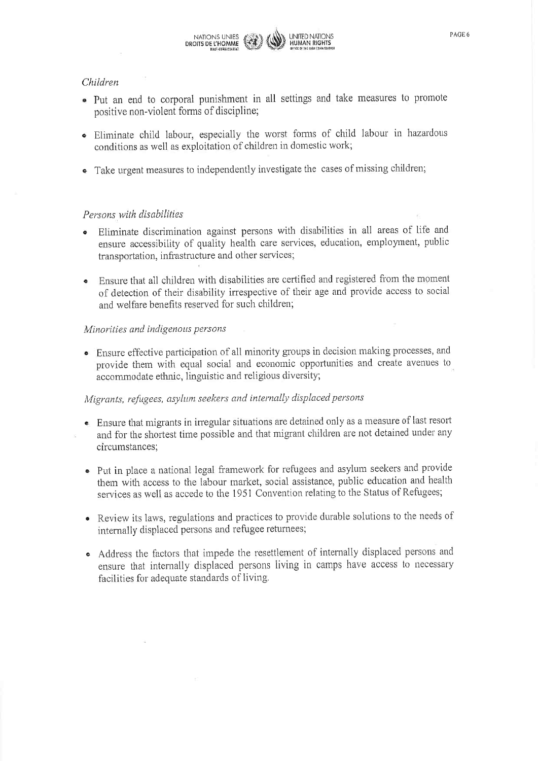*Children*

- Put an end to corporal punishment in all settings and take measures to promote positive non-violent forms of discipline;

- Eliminate child labour, especially the worst forms of child labour in hazardous conditions as well as exploitation of children in domestic work;

- Take urgent measures to independently investigate the cases of missing children;

*Persons with disabilities*

- Eliminate discrimination against persons with disabilities in all areas of life and ensure accessibility of quality health care services, education, employment, public transportation, infrastructure and other services;

- Ensure that all children with disabilities are certified and registered from the moment of detection of their disability irrespective of their age and provide access to social and welfare benefits reserved for such children;

*Minorities and indigenous persons*

- Ensure effective participation of all minority groups in decision making processes, and provide them with equal social and economic opportunities and create avenues to accommodate ethnic, linguistic and religious diversity;

*Migrants, refugees, asylum seekers and internally displaced persons*

- Ensure that migrants in irregular situations are detained only as a measure of last resort and for the shortest time possible and that migrant children are not detained under any circumstances;

- Put in place a national legal framework for refugees and asylum seekers and provide them with access to the labour market, social assistance, public education and health services as well as accede to the 1951 Convention relating to the Status of Refugees;

- Review its laws, regulations and practices to provide durable solutions to the needs of internally displaced persons and refugee returnees;

- Address the factors that impede the resettlement of internally displaced persons and ensure that internally displaced persons living in camps have access to necessary facilities for adequate standards of living.